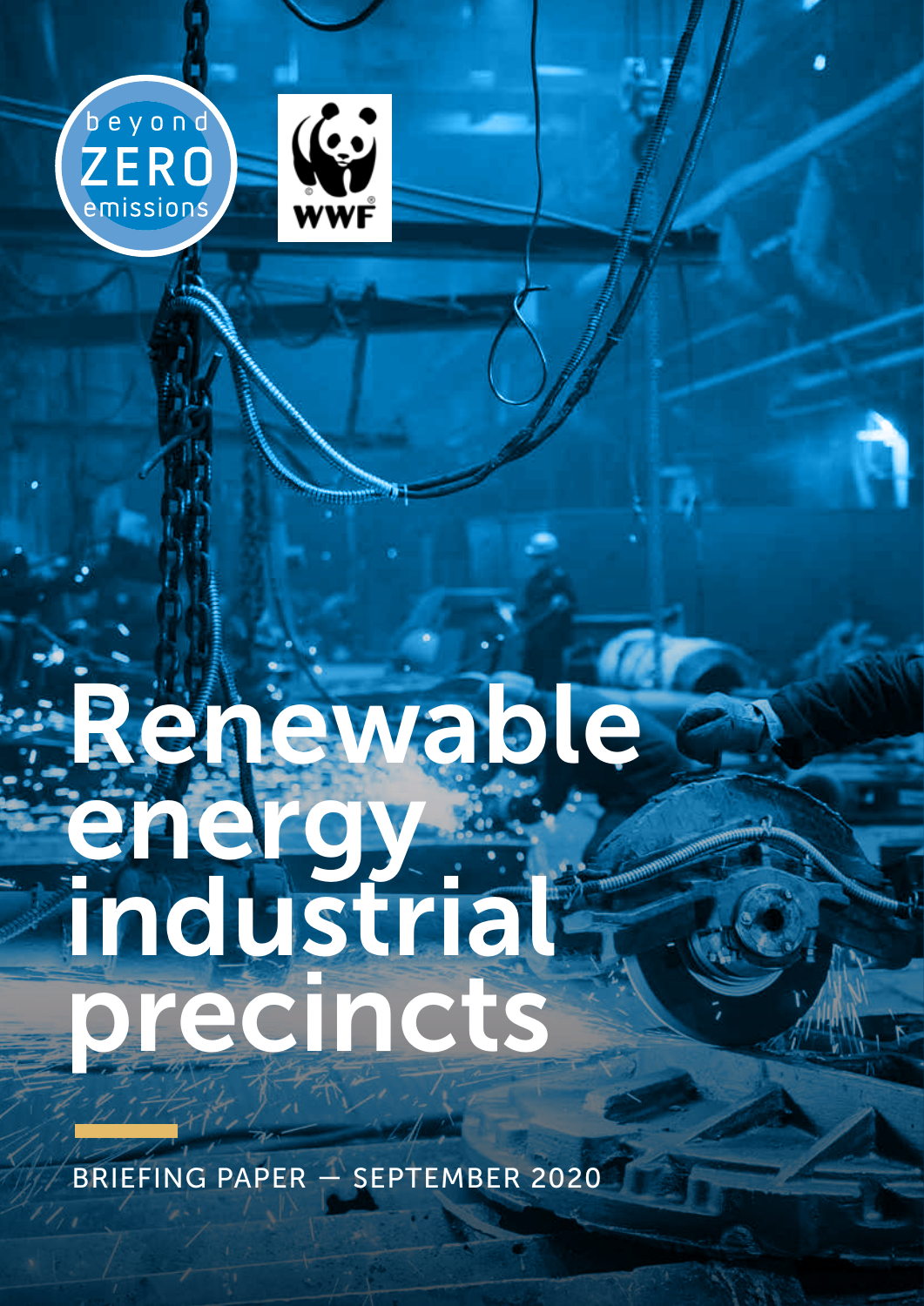beyond ZERO emissions

WWF

# Renewable energy industrial precincts

BRIEFING PAPER — SEPTEMBER 2020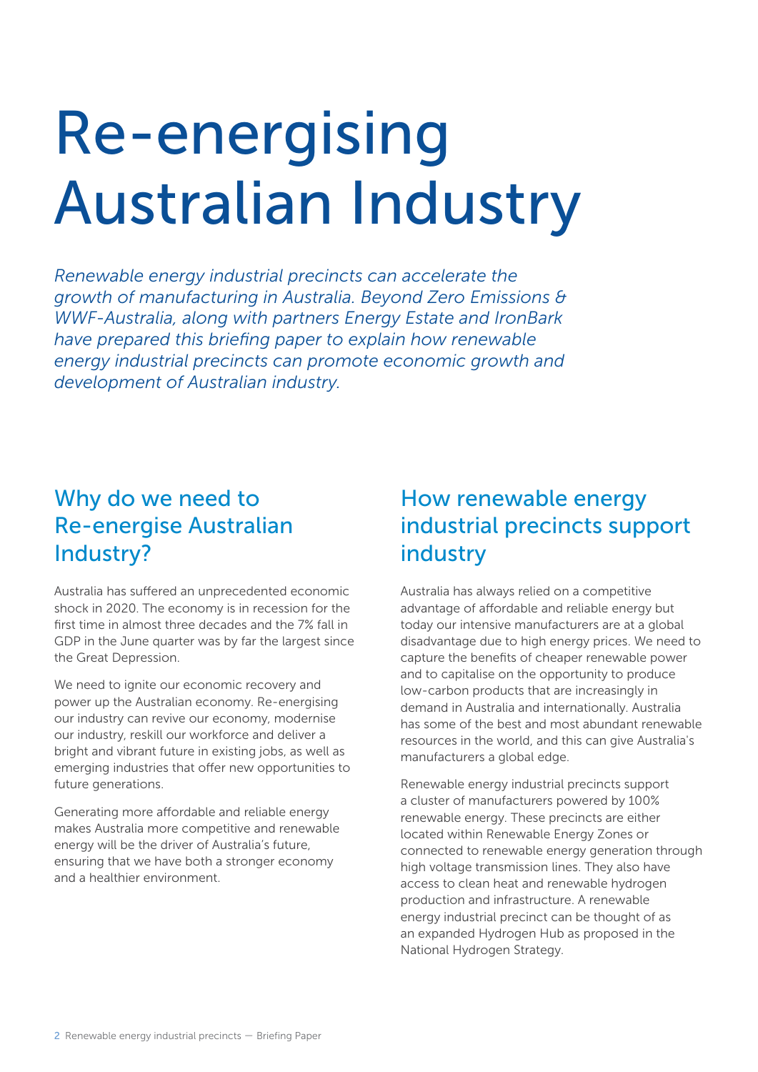# Re-energising Australian Industry

*Renewable energy industrial precincts can accelerate the growth of manufacturing in Australia. Beyond Zero Emissions & WWF-Australia, along with partners Energy Estate and IronBark have prepared this briefing paper to explain how renewable energy industrial precincts can promote economic growth and development of Australian industry.*

## Why do we need to Re-energise Australian Industry?

Australia has suffered an unprecedented economic shock in 2020. The economy is in recession for the first time in almost three decades and the 7% fall in GDP in the June quarter was by far the largest since the Great Depression.

We need to ignite our economic recovery and power up the Australian economy. Re-energising our industry can revive our economy, modernise our industry, reskill our workforce and deliver a bright and vibrant future in existing jobs, as well as emerging industries that offer new opportunities to future generations.

Generating more affordable and reliable energy makes Australia more competitive and renewable energy will be the driver of Australia's future, ensuring that we have both a stronger economy and a healthier environment.

## How renewable energy industrial precincts support industry

Australia has always relied on a competitive advantage of affordable and reliable energy but today our intensive manufacturers are at a global disadvantage due to high energy prices. We need to capture the benefits of cheaper renewable power and to capitalise on the opportunity to produce low-carbon products that are increasingly in demand in Australia and internationally. Australia has some of the best and most abundant renewable resources in the world, and this can give Australia's manufacturers a global edge.

Renewable energy industrial precincts support a cluster of manufacturers powered by 100% renewable energy. These precincts are either located within Renewable Energy Zones or connected to renewable energy generation through high voltage transmission lines. They also have access to clean heat and renewable hydrogen production and infrastructure. A renewable energy industrial precinct can be thought of as an expanded Hydrogen Hub as proposed in the National Hydrogen Strategy.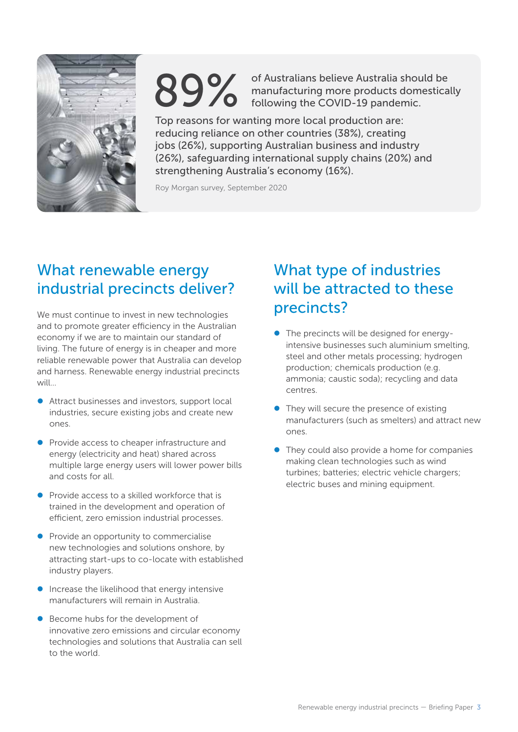**89%** of Australians believe Australia should be manufacturing more products domestically following the COVID-19 pandemic.

Top reasons for wanting more local production are: reducing reliance on other countries (38%), creating jobs (26%), supporting Australian business and industry (26%), safeguarding international supply chains (20%) and strengthening Australia's economy (16%).

Roy Morgan survey, September 2020

## What renewable energy industrial precincts deliver?

We must continue to invest in new technologies and to promote greater efficiency in the Australian economy if we are to maintain our standard of living. The future of energy is in cheaper and more reliable renewable power that Australia can develop and harness. Renewable energy industrial precincts will...

- Attract businesses and investors, support local industries, secure existing jobs and create new ones.
- Provide access to cheaper infrastructure and energy (electricity and heat) shared across multiple large energy users will lower power bills and costs for all.
- Provide access to a skilled workforce that is trained in the development and operation of efficient, zero emission industrial processes.
- Provide an opportunity to commercialise new technologies and solutions onshore, by attracting start-ups to co-locate with established industry players.
- Increase the likelihood that energy intensive manufacturers will remain in Australia.
- Become hubs for the development of innovative zero emissions and circular economy technologies and solutions that Australia can sell to the world.

## What type of industries will be attracted to these precincts?

- The precincts will be designed for energy-intensive businesses such aluminium smelting, steel and other metals processing; hydrogen production; chemicals production (e.g. ammonia; caustic soda); recycling and data centres.
- They will secure the presence of existing manufacturers (such as smelters) and attract new ones.
- They could also provide a home for companies making clean technologies such as wind turbines; batteries; electric vehicle chargers; electric buses and mining equipment.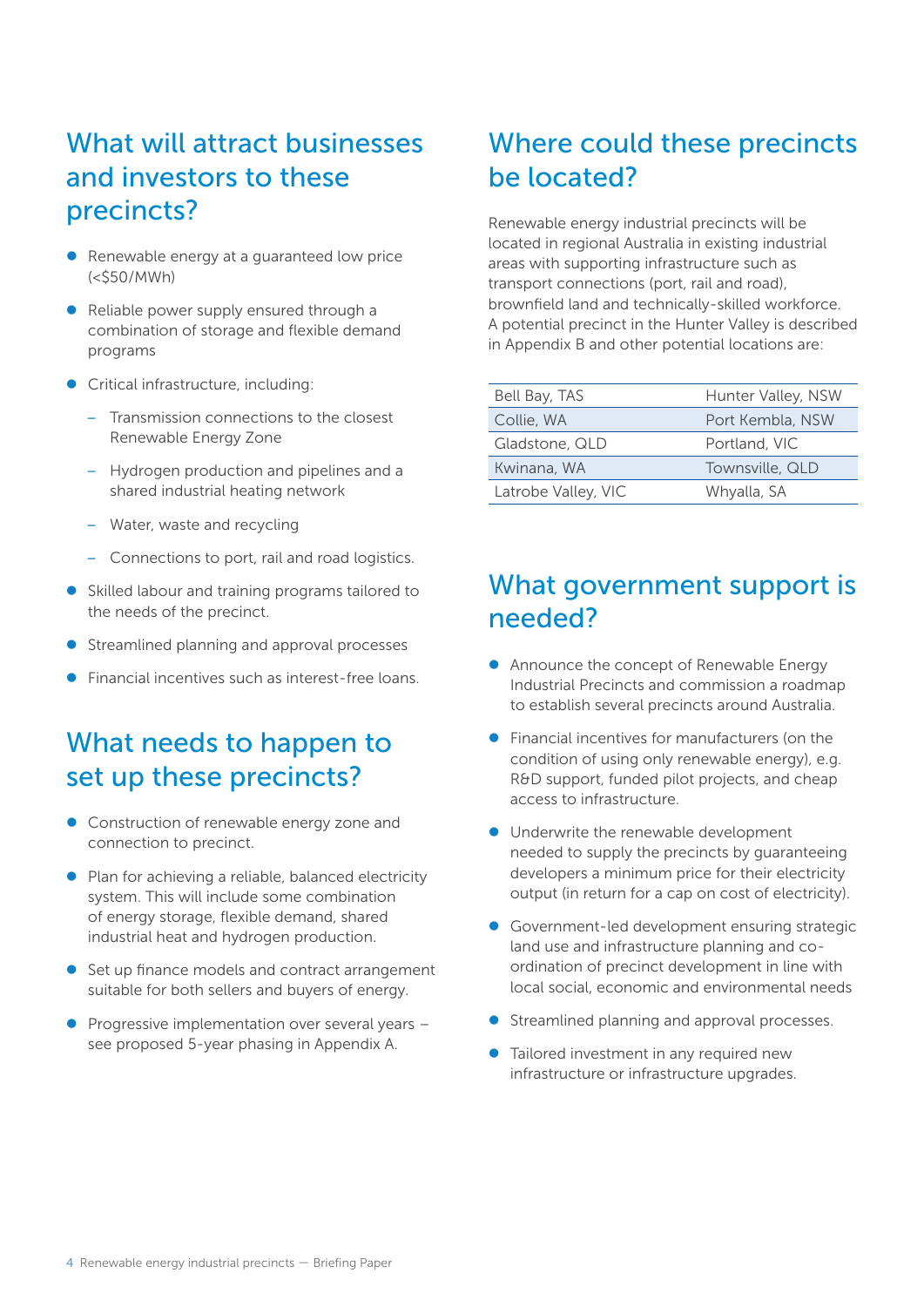## What will attract businesses and investors to these precincts?

- Renewable energy at a guaranteed low price (<$50/MWh)
- Reliable power supply ensured through a combination of storage and flexible demand programs
- Critical infrastructure, including:
  - Transmission connections to the closest Renewable Energy Zone
  - Hydrogen production and pipelines and a shared industrial heating network
  - Water, waste and recycling
  - Connections to port, rail and road logistics.
- Skilled labour and training programs tailored to the needs of the precinct.
- Streamlined planning and approval processes
- Financial incentives such as interest-free loans.

## What needs to happen to set up these precincts?

- Construction of renewable energy zone and connection to precinct.
- Plan for achieving a reliable, balanced electricity system. This will include some combination of energy storage, flexible demand, shared industrial heat and hydrogen production.
- Set up finance models and contract arrangement suitable for both sellers and buyers of energy.
- Progressive implementation over several years – see proposed 5-year phasing in Appendix A.

## Where could these precincts be located?

Renewable energy industrial precincts will be located in regional Australia in existing industrial areas with supporting infrastructure such as transport connections (port, rail and road), brownfield land and technically-skilled workforce. A potential precinct in the Hunter Valley is described in Appendix B and other potential locations are:

| | |
|---|---|
| Bell Bay, TAS | Hunter Valley, NSW |
| Collie, WA | Port Kembla, NSW |
| Gladstone, QLD | Portland, VIC |
| Kwinana, WA | Townsville, QLD |
| Latrobe Valley, VIC | Whyalla, SA |

## What government support is needed?

- Announce the concept of Renewable Energy Industrial Precincts and commission a roadmap to establish several precincts around Australia.
- Financial incentives for manufacturers (on the condition of using only renewable energy), e.g. R&D support, funded pilot projects, and cheap access to infrastructure.
- Underwrite the renewable development needed to supply the precincts by guaranteeing developers a minimum price for their electricity output (in return for a cap on cost of electricity).
- Government-led development ensuring strategic land use and infrastructure planning and co-ordination of precinct development in line with local social, economic and environmental needs
- Streamlined planning and approval processes.
- Tailored investment in any required new infrastructure or infrastructure upgrades.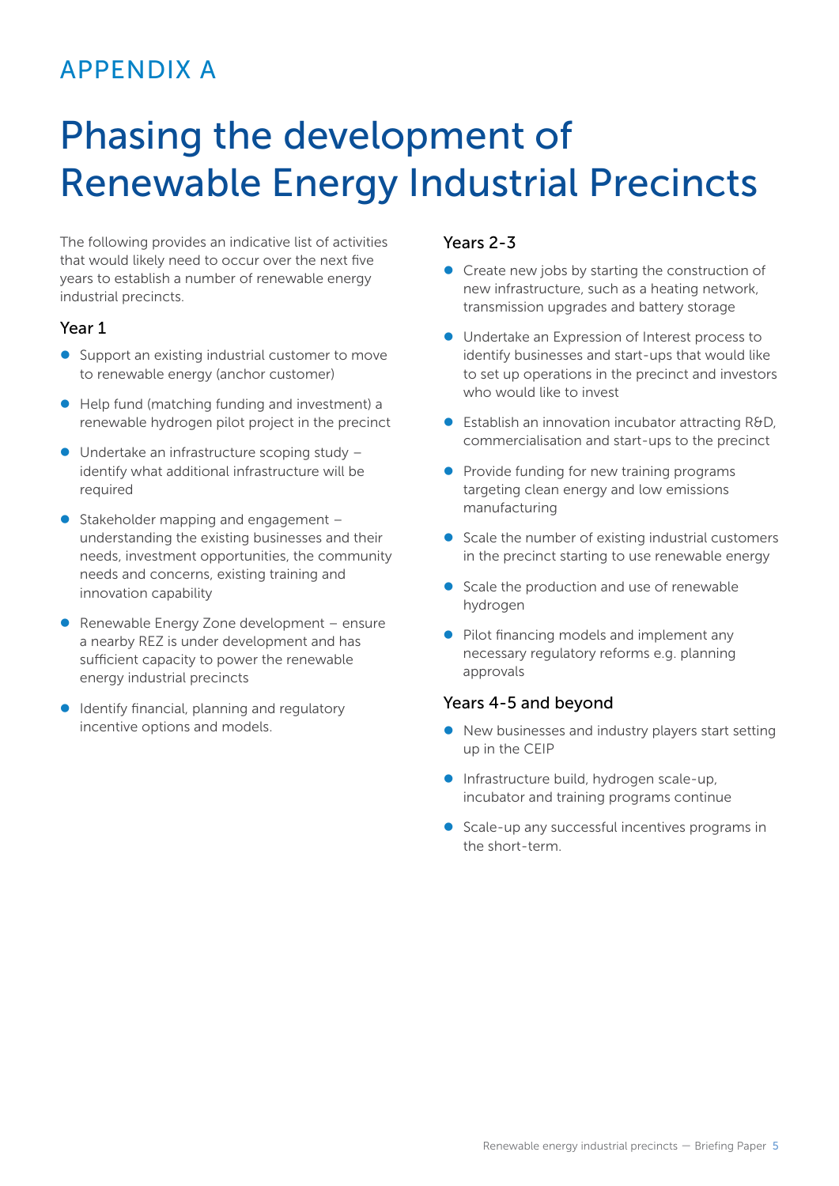## APPENDIX A

# Phasing the development of Renewable Energy Industrial Precincts

The following provides an indicative list of activities that would likely need to occur over the next five years to establish a number of renewable energy industrial precincts.

### Year 1

- Support an existing industrial customer to move to renewable energy (anchor customer)
- Help fund (matching funding and investment) a renewable hydrogen pilot project in the precinct
- Undertake an infrastructure scoping study – identify what additional infrastructure will be required
- Stakeholder mapping and engagement – understanding the existing businesses and their needs, investment opportunities, the community needs and concerns, existing training and innovation capability
- Renewable Energy Zone development – ensure a nearby REZ is under development and has sufficient capacity to power the renewable energy industrial precincts
- Identify financial, planning and regulatory incentive options and models.

### Years 2-3

- Create new jobs by starting the construction of new infrastructure, such as a heating network, transmission upgrades and battery storage
- Undertake an Expression of Interest process to identify businesses and start-ups that would like to set up operations in the precinct and investors who would like to invest
- Establish an innovation incubator attracting R&D, commercialisation and start-ups to the precinct
- Provide funding for new training programs targeting clean energy and low emissions manufacturing
- Scale the number of existing industrial customers in the precinct starting to use renewable energy
- Scale the production and use of renewable hydrogen
- Pilot financing models and implement any necessary regulatory reforms e.g. planning approvals

### Years 4-5 and beyond

- New businesses and industry players start setting up in the CEIP
- Infrastructure build, hydrogen scale-up, incubator and training programs continue
- Scale-up any successful incentives programs in the short-term.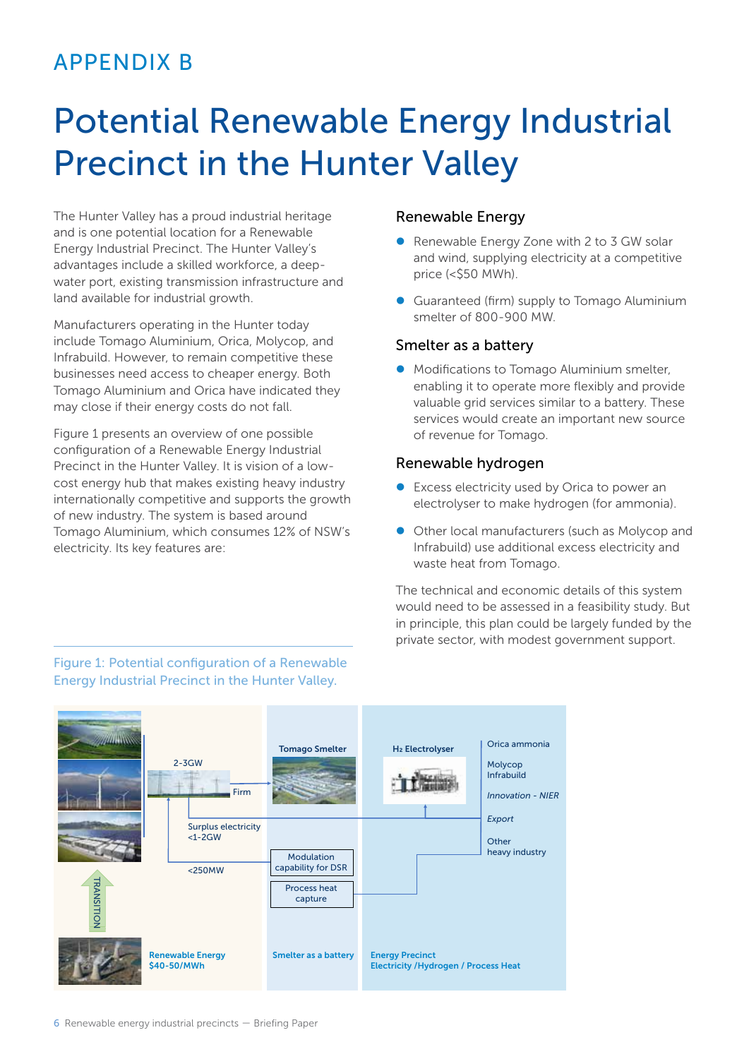# APPENDIX B

# Potential Renewable Energy Industrial Precinct in the Hunter Valley

The Hunter Valley has a proud industrial heritage and is one potential location for a Renewable Energy Industrial Precinct. The Hunter Valley's advantages include a skilled workforce, a deep-water port, existing transmission infrastructure and land available for industrial growth.

Manufacturers operating in the Hunter today include Tomago Aluminium, Orica, Molycop, and Infrabuild. However, to remain competitive these businesses need access to cheaper energy. Both Tomago Aluminium and Orica have indicated they may close if their energy costs do not fall.

Figure 1 presents an overview of one possible configuration of a Renewable Energy Industrial Precinct in the Hunter Valley. It is vision of a low-cost energy hub that makes existing heavy industry internationally competitive and supports the growth of new industry. The system is based around Tomago Aluminium, which consumes 12% of NSW's electricity. Its key features are:

## Renewable Energy

- Renewable Energy Zone with 2 to 3 GW solar and wind, supplying electricity at a competitive price (<$50 MWh).
- Guaranteed (firm) supply to Tomago Aluminium smelter of 800-900 MW.

## Smelter as a battery

- Modifications to Tomago Aluminium smelter, enabling it to operate more flexibly and provide valuable grid services similar to a battery. These services would create an important new source of revenue for Tomago.

## Renewable hydrogen

- Excess electricity used by Orica to power an electrolyser to make hydrogen (for ammonia).
- Other local manufacturers (such as Molycop and Infrabuild) use additional excess electricity and waste heat from Tomago.

The technical and economic details of this system would need to be assessed in a feasibility study. But in principle, this plan could be largely funded by the private sector, with modest government support.

Figure 1: Potential configuration of a Renewable Energy Industrial Precinct in the Hunter Valley.

TRANSITION

2-3GW

Firm

Surplus electricity <1-2GW

<250MW

Renewable Energy $40-50/MWh

Tomago Smelter

Modulation capability for DSR

Process heat capture

Smelter as a battery

$H_2$ Electrolyser

Orica ammonia

Molycop Infrabuild

*Innovation - NIER*

*Export*

Other heavy industry

Energy Precinct Electricity /Hydrogen / Process Heat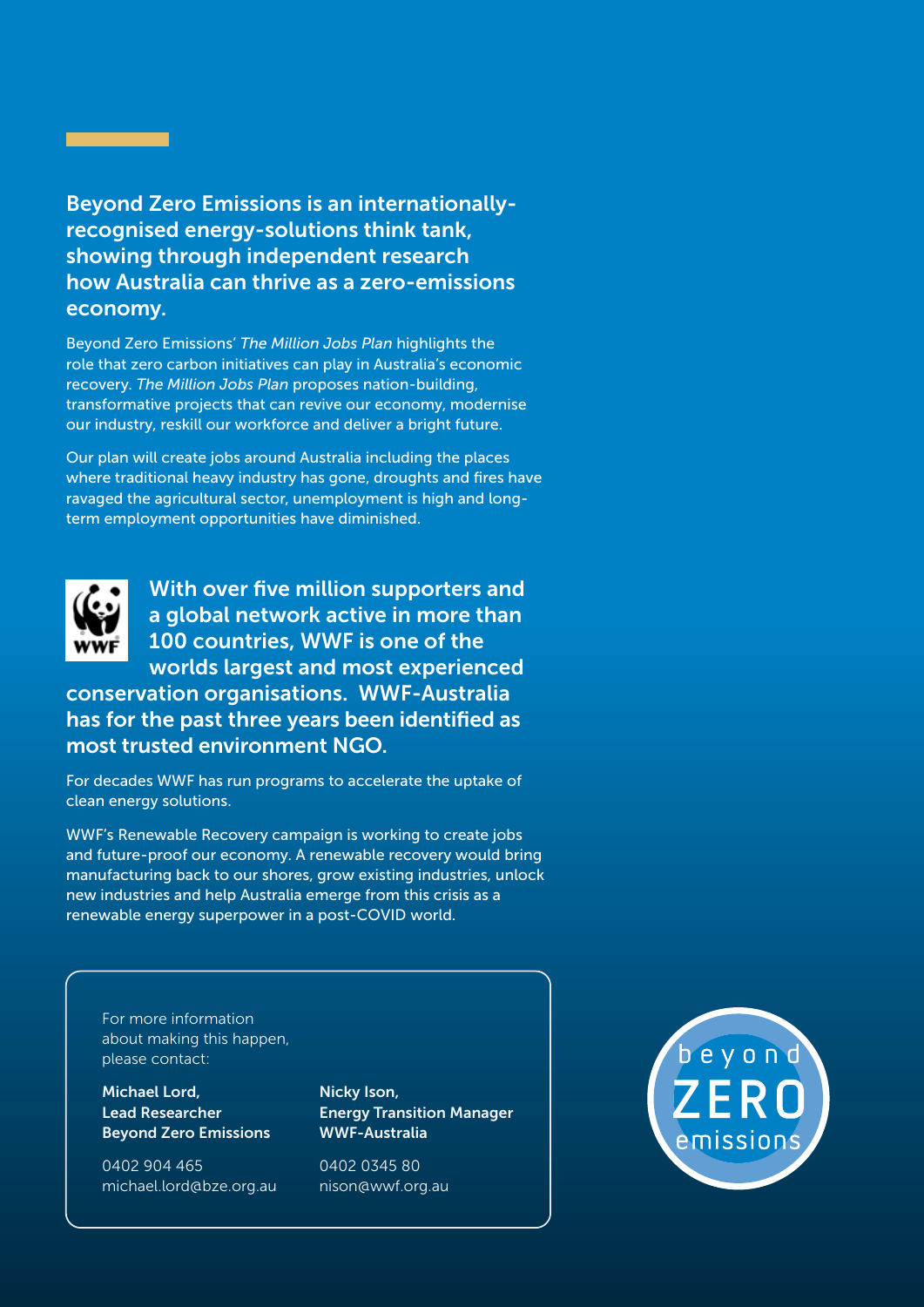**Beyond Zero Emissions is an internationally-recognised energy-solutions think tank, showing through independent research how Australia can thrive as a zero-emissions economy.**

Beyond Zero Emissions' *The Million Jobs Plan* highlights the role that zero carbon initiatives can play in Australia's economic recovery. *The Million Jobs Plan* proposes nation-building, transformative projects that can revive our economy, modernise our industry, reskill our workforce and deliver a bright future.

Our plan will create jobs around Australia including the places where traditional heavy industry has gone, droughts and fires have ravaged the agricultural sector, unemployment is high and long-term employment opportunities have diminished.

**With over five million supporters and a global network active in more than 100 countries, WWF is one of the worlds largest and most experienced conservation organisations. WWF-Australia has for the past three years been identified as most trusted environment NGO.**

For decades WWF has run programs to accelerate the uptake of clean energy solutions.

WWF's Renewable Recovery campaign is working to create jobs and future-proof our economy. A renewable recovery would bring manufacturing back to our shores, grow existing industries, unlock new industries and help Australia emerge from this crisis as a renewable energy superpower in a post-COVID world.

For more information about making this happen, please contact:

**Michael Lord,**
**Lead Researcher**
**Beyond Zero Emissions**

0402 904 465
michael.lord@bze.org.au

**Nicky Ison,**
**Energy Transition Manager**
**WWF-Australia**

0402 0345 80
nison@wwf.org.au